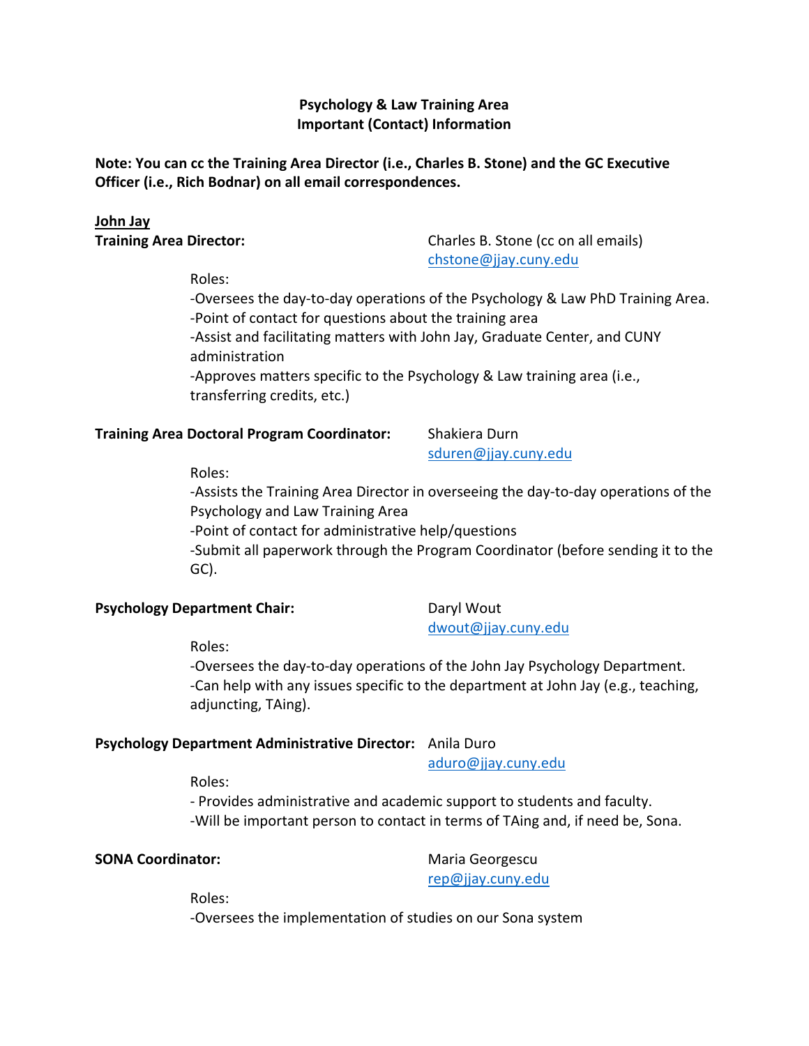**Psychology & Law Training Area**
**Important (Contact) Information**

**Note: You can cc the Training Area Director (i.e., Charles B. Stone) and the GC Executive Officer (i.e., Rich Bodnar) on all email correspondences.**

## John Jay

**Training Area Director:** Charles B. Stone (cc on all emails)
chstone@jjay.cuny.edu

Roles:
- Oversees the day-to-day operations of the Psychology & Law PhD Training Area.
- Point of contact for questions about the training area
- Assist and facilitating matters with John Jay, Graduate Center, and CUNY administration
- Approves matters specific to the Psychology & Law training area (i.e., transferring credits, etc.)

**Training Area Doctoral Program Coordinator:** Shakiera Durn
sduren@jjay.cuny.edu

Roles:
- Assists the Training Area Director in overseeing the day-to-day operations of the Psychology and Law Training Area
- Point of contact for administrative help/questions
- Submit all paperwork through the Program Coordinator (before sending it to the GC).

**Psychology Department Chair:** Daryl Wout
dwout@jjay.cuny.edu

Roles:
- Oversees the day-to-day operations of the John Jay Psychology Department.
- Can help with any issues specific to the department at John Jay (e.g., teaching, adjuncting, TAing).

**Psychology Department Administrative Director:** Anila Duro
aduro@jjay.cuny.edu

Roles:
- Provides administrative and academic support to students and faculty.
- Will be important person to contact in terms of TAing and, if need be, Sona.

**SONA Coordinator:** Maria Georgescu
rep@jjay.cuny.edu

Roles:
- Oversees the implementation of studies on our Sona system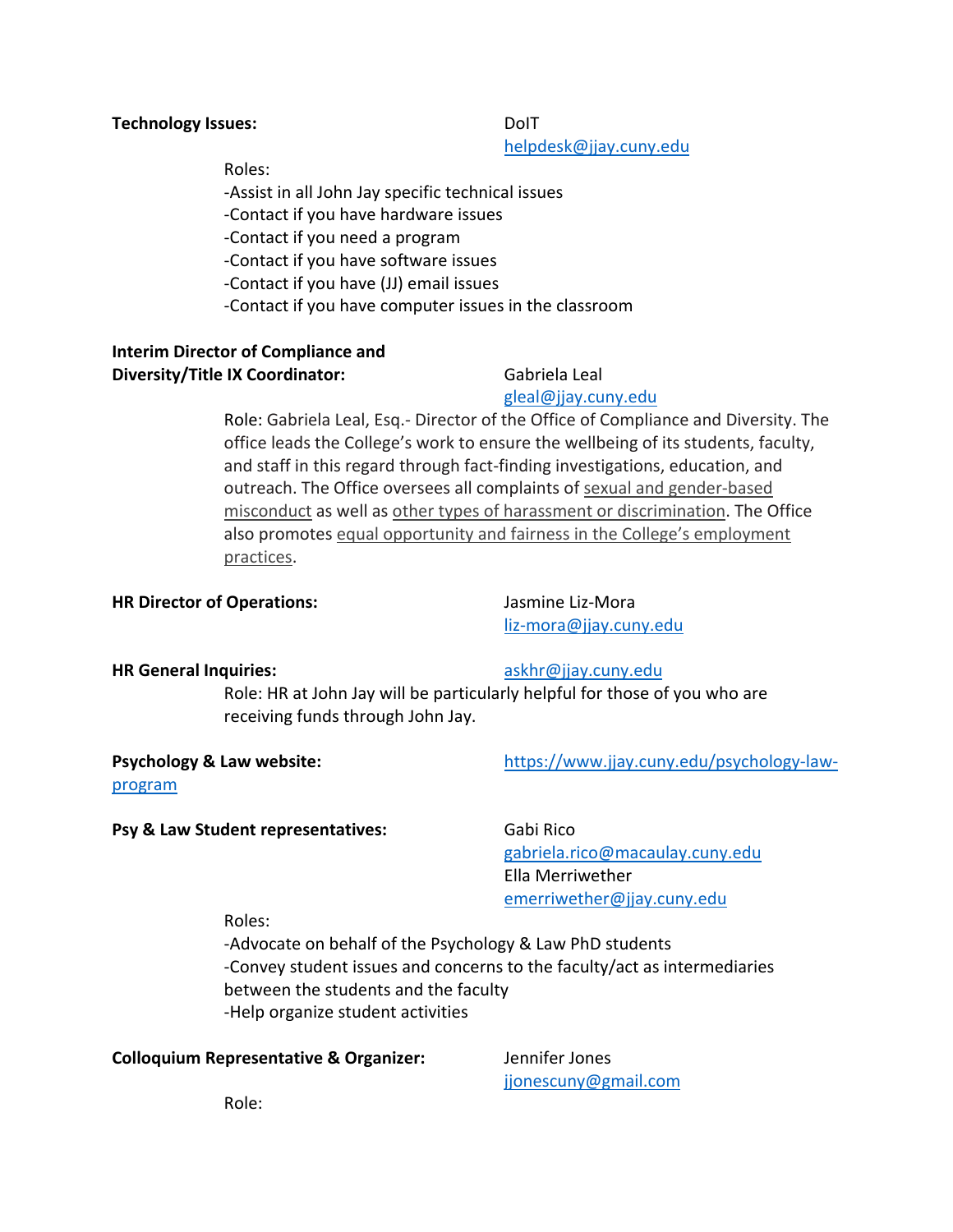**Technology Issues:** DoIT
helpdesk@jjay.cuny.edu

Roles:
- Assist in all John Jay specific technical issues
- Contact if you have hardware issues
- Contact if you need a program
- Contact if you have software issues
- Contact if you have (JJ) email issues
- Contact if you have computer issues in the classroom

**Interim Director of Compliance and Diversity/Title IX Coordinator:** Gabriela Leal
gleal@jjay.cuny.edu

Role: Gabriela Leal, Esq.- Director of the Office of Compliance and Diversity. The office leads the College's work to ensure the wellbeing of its students, faculty, and staff in this regard through fact-finding investigations, education, and outreach. The Office oversees all complaints of sexual and gender-based misconduct as well as other types of harassment or discrimination. The Office also promotes equal opportunity and fairness in the College's employment practices.

**HR Director of Operations:** Jasmine Liz-Mora
liz-mora@jjay.cuny.edu

**HR General Inquiries:** askhr@jjay.cuny.edu

Role: HR at John Jay will be particularly helpful for those of you who are receiving funds through John Jay.

**Psychology & Law website:** https://www.jjay.cuny.edu/psychology-law-program

**Psy & Law Student representatives:** Gabi Rico
gabriela.rico@macaulay.cuny.edu
Ella Merriwether
emerriwether@jjay.cuny.edu

Roles:
- Advocate on behalf of the Psychology & Law PhD students
- Convey student issues and concerns to the faculty/act as intermediaries between the students and the faculty
- Help organize student activities

**Colloquium Representative & Organizer:** Jennifer Jones
jjonescuny@gmail.com

Role: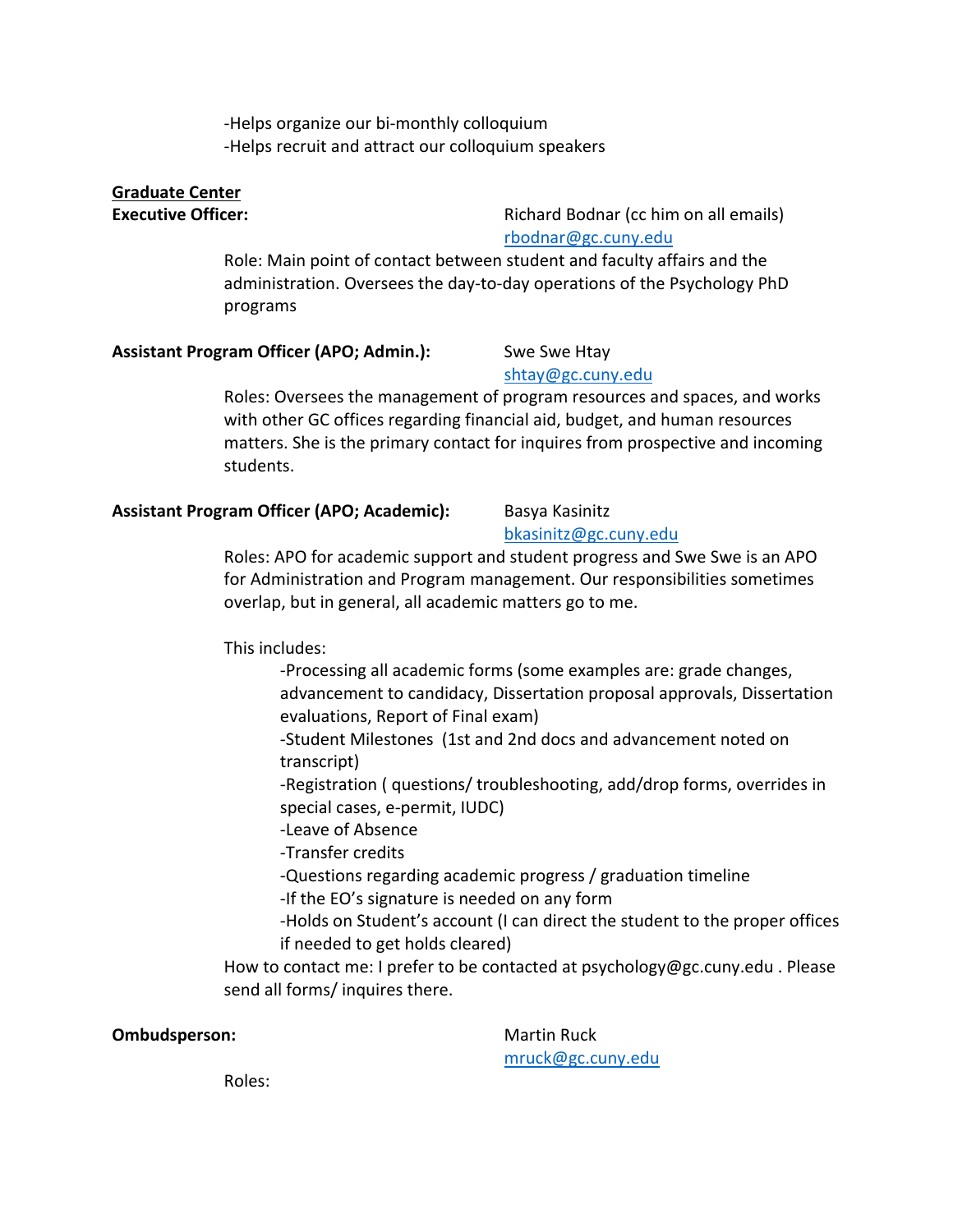-Helps organize our bi-monthly colloquium
-Helps recruit and attract our colloquium speakers

**Graduate Center**

**Executive Officer:** Richard Bodnar (cc him on all emails)
rbodnar@gc.cuny.edu

Role: Main point of contact between student and faculty affairs and the administration. Oversees the day-to-day operations of the Psychology PhD programs

**Assistant Program Officer (APO; Admin.):** Swe Swe Htay
shtay@gc.cuny.edu

Roles: Oversees the management of program resources and spaces, and works with other GC offices regarding financial aid, budget, and human resources matters. She is the primary contact for inquires from prospective and incoming students.

**Assistant Program Officer (APO; Academic):** Basya Kasinitz
bkasinitz@gc.cuny.edu

Roles: APO for academic support and student progress and Swe Swe is an APO for Administration and Program management. Our responsibilities sometimes overlap, but in general, all academic matters go to me.

This includes:

- -Processing all academic forms (some examples are: grade changes, advancement to candidacy, Dissertation proposal approvals, Dissertation evaluations, Report of Final exam)
- -Student Milestones (1st and 2nd docs and advancement noted on transcript)
- -Registration ( questions/ troubleshooting, add/drop forms, overrides in special cases, e-permit, IUDC)
- -Leave of Absence
- -Transfer credits
- -Questions regarding academic progress / graduation timeline
- -If the EO's signature is needed on any form
- -Holds on Student's account (I can direct the student to the proper offices if needed to get holds cleared)

How to contact me: I prefer to be contacted at psychology@gc.cuny.edu . Please send all forms/ inquires there.

**Ombudsperson:** Martin Ruck
mruck@gc.cuny.edu

Roles: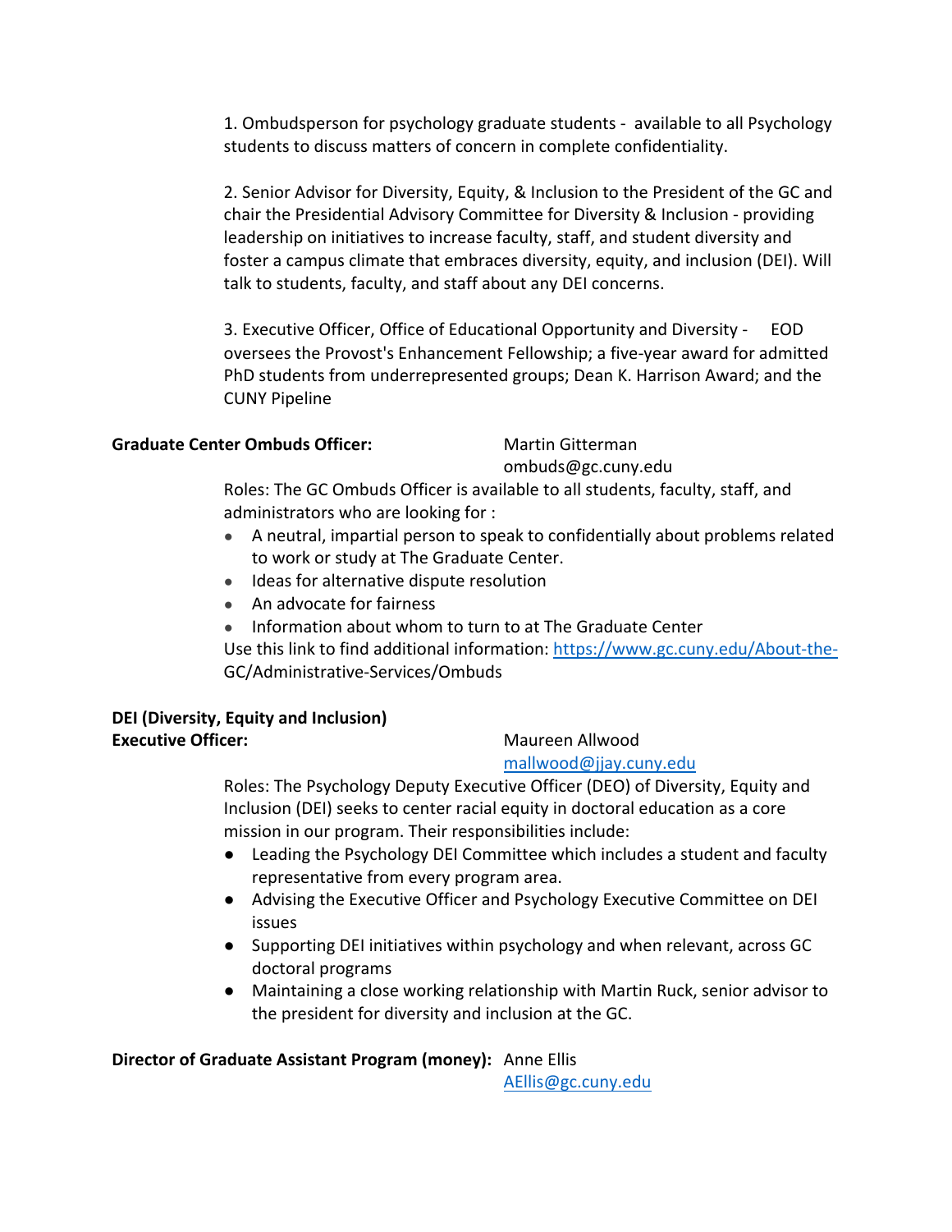1. Ombudsperson for psychology graduate students - available to all Psychology students to discuss matters of concern in complete confidentiality.

2. Senior Advisor for Diversity, Equity, & Inclusion to the President of the GC and chair the Presidential Advisory Committee for Diversity & Inclusion - providing leadership on initiatives to increase faculty, staff, and student diversity and foster a campus climate that embraces diversity, equity, and inclusion (DEI). Will talk to students, faculty, and staff about any DEI concerns.

3. Executive Officer, Office of Educational Opportunity and Diversity - EOD oversees the Provost's Enhancement Fellowship; a five-year award for admitted PhD students from underrepresented groups; Dean K. Harrison Award; and the CUNY Pipeline

**Graduate Center Ombuds Officer:** Martin Gitterman
ombuds@gc.cuny.edu

Roles: The GC Ombuds Officer is available to all students, faculty, staff, and administrators who are looking for :

- A neutral, impartial person to speak to confidentially about problems related to work or study at The Graduate Center.
- Ideas for alternative dispute resolution
- An advocate for fairness
- Information about whom to turn to at The Graduate Center

Use this link to find additional information: https://www.gc.cuny.edu/About-the-GC/Administrative-Services/Ombuds

**DEI (Diversity, Equity and Inclusion) Executive Officer:** Maureen Allwood
mallwood@jjay.cuny.edu

Roles: The Psychology Deputy Executive Officer (DEO) of Diversity, Equity and Inclusion (DEI) seeks to center racial equity in doctoral education as a core mission in our program. Their responsibilities include:

- Leading the Psychology DEI Committee which includes a student and faculty representative from every program area.
- Advising the Executive Officer and Psychology Executive Committee on DEI issues
- Supporting DEI initiatives within psychology and when relevant, across GC doctoral programs
- Maintaining a close working relationship with Martin Ruck, senior advisor to the president for diversity and inclusion at the GC.

**Director of Graduate Assistant Program (money):** Anne Ellis
AEllis@gc.cuny.edu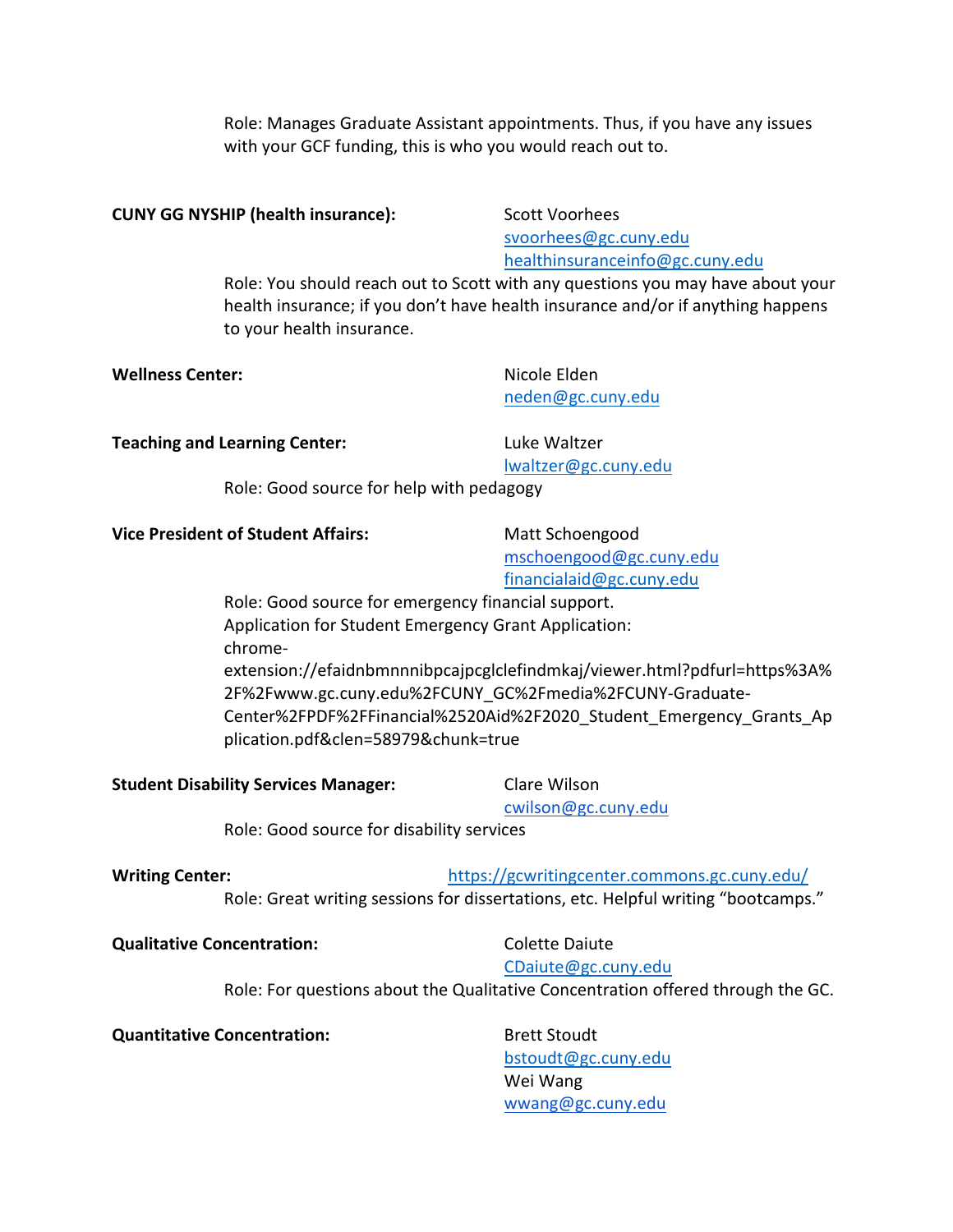Role: Manages Graduate Assistant appointments. Thus, if you have any issues with your GCF funding, this is who you would reach out to.

**CUNY GG NYSHIP (health insurance):** Scott Voorhees
svoorhees@gc.cuny.edu
healthinsuranceinfo@gc.cuny.edu

Role: You should reach out to Scott with any questions you may have about your health insurance; if you don't have health insurance and/or if anything happens to your health insurance.

**Wellness Center:** Nicole Elden
neden@gc.cuny.edu

**Teaching and Learning Center:** Luke Waltzer
lwaltzer@gc.cuny.edu

Role: Good source for help with pedagogy

**Vice President of Student Affairs:** Matt Schoengood
mschoengood@gc.cuny.edu
financialaid@gc.cuny.edu

Role: Good source for emergency financial support.
Application for Student Emergency Grant Application:
chrome-extension://efaidnbmnnnibpcajpcglclefindmkaj/viewer.html?pdfurl=https%3A%2F%2Fwww.gc.cuny.edu%2FCUNY_GC%2Fmedia%2FCUNY-Graduate-Center%2FPDF%2FFinancial%2520Aid%2F2020_Student_Emergency_Grants_Application.pdf&clen=58979&chunk=true

**Student Disability Services Manager:** Clare Wilson
cwilson@gc.cuny.edu

Role: Good source for disability services

**Writing Center:** https://gcwritingcenter.commons.gc.cuny.edu/

Role: Great writing sessions for dissertations, etc. Helpful writing "bootcamps."

**Qualitative Concentration:** Colette Daiute
CDaiute@gc.cuny.edu

Role: For questions about the Qualitative Concentration offered through the GC.

**Quantitative Concentration:** Brett Stoudt
bstoudt@gc.cuny.edu
Wei Wang
wwang@gc.cuny.edu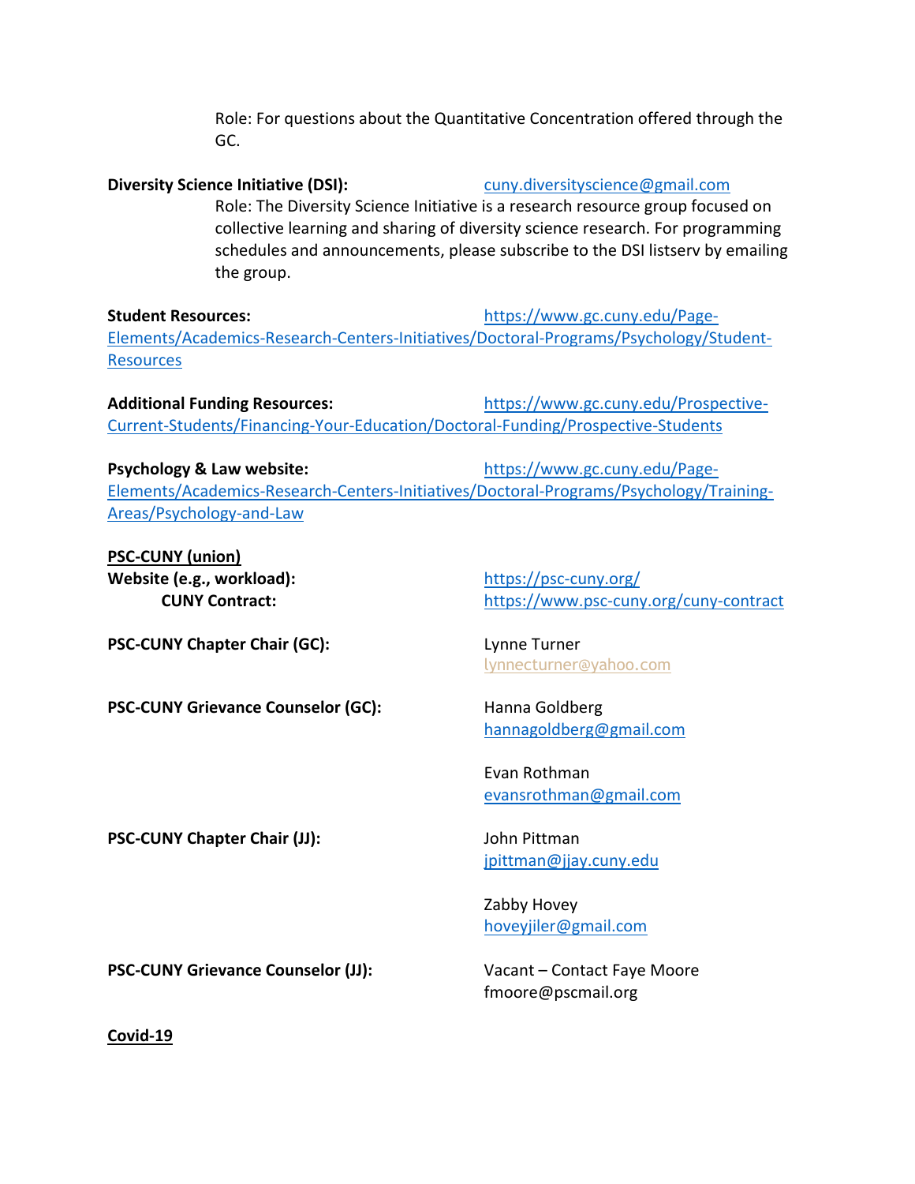Role: For questions about the Quantitative Concentration offered through the GC.

**Diversity Science Initiative (DSI):** cuny.diversityscience@gmail.com

Role: The Diversity Science Initiative is a research resource group focused on collective learning and sharing of diversity science research. For programming schedules and announcements, please subscribe to the DSI listserv by emailing the group.

**Student Resources:** https://www.gc.cuny.edu/Page-Elements/Academics-Research-Centers-Initiatives/Doctoral-Programs/Psychology/Student-Resources

**Additional Funding Resources:** https://www.gc.cuny.edu/Prospective-Current-Students/Financing-Your-Education/Doctoral-Funding/Prospective-Students

**Psychology & Law website:** https://www.gc.cuny.edu/Page-Elements/Academics-Research-Centers-Initiatives/Doctoral-Programs/Psychology/Training-Areas/Psychology-and-Law

**PSC-CUNY (union)**

**Website (e.g., workload):** https://psc-cuny.org/

**CUNY Contract:** https://www.psc-cuny.org/cuny-contract

**PSC-CUNY Chapter Chair (GC):** Lynne Turner
lynnecturner@yahoo.com

**PSC-CUNY Grievance Counselor (GC):** Hanna Goldberg
hannagoldberg@gmail.com

Evan Rothman
evansrothman@gmail.com

**PSC-CUNY Chapter Chair (JJ):** John Pittman
jpittman@jjay.cuny.edu

Zabby Hovey
hoveyjiler@gmail.com

**PSC-CUNY Grievance Counselor (JJ):** Vacant – Contact Faye Moore
fmoore@pscmail.org

**Covid-19**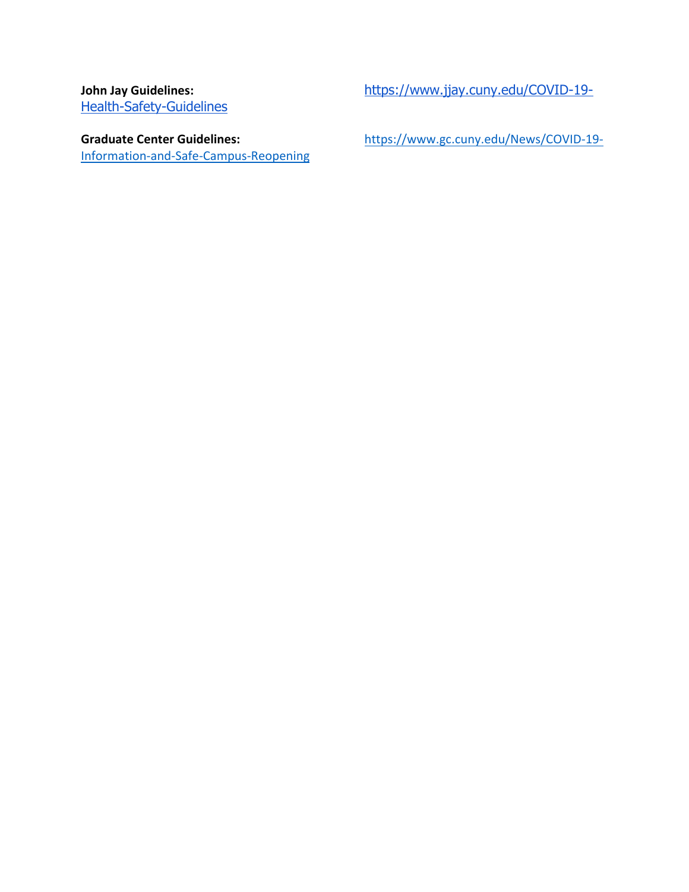**John Jay Guidelines:** https://www.jjay.cuny.edu/COVID-19-Health-Safety-Guidelines

**Graduate Center Guidelines:** https://www.gc.cuny.edu/News/COVID-19-Information-and-Safe-Campus-Reopening